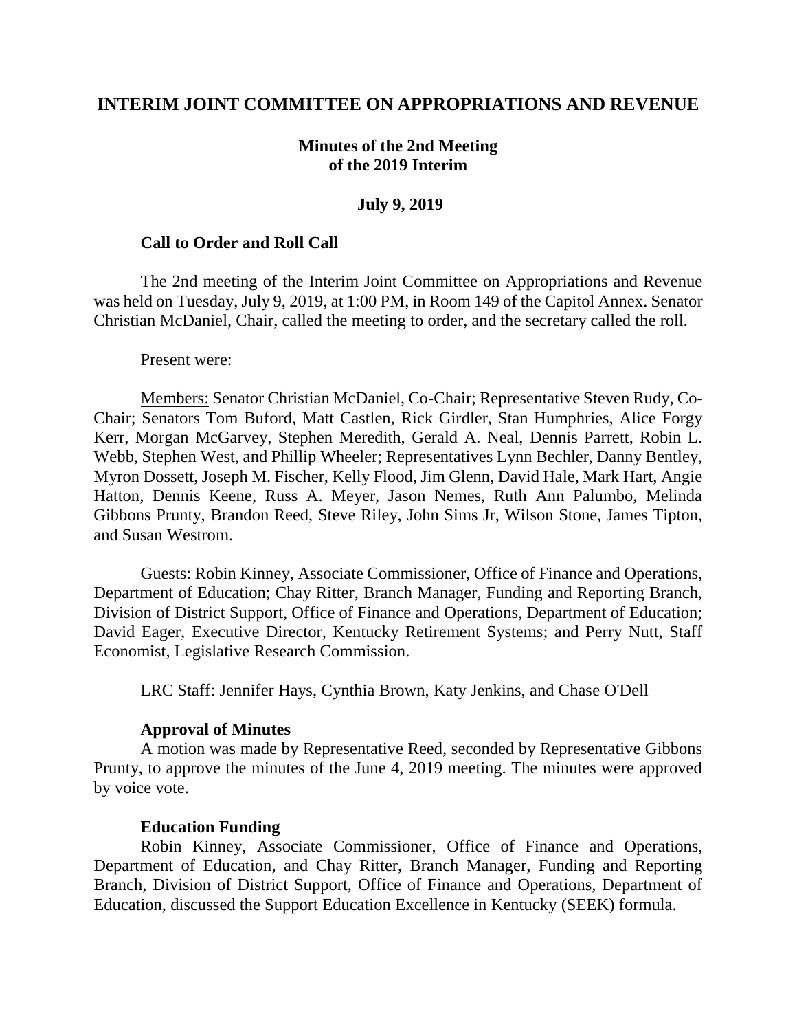# INTERIM JOINT COMMITTEE ON APPROPRIATIONS AND REVENUE

## Minutes of the 2nd Meeting of the 2019 Interim

### July 9, 2019

#### Call to Order and Roll Call

The 2nd meeting of the Interim Joint Committee on Appropriations and Revenue was held on Tuesday, July 9, 2019, at 1:00 PM, in Room 149 of the Capitol Annex. Senator Christian McDaniel, Chair, called the meeting to order, and the secretary called the roll.

Present were:

Members: Senator Christian McDaniel, Co-Chair; Representative Steven Rudy, Co-Chair; Senators Tom Buford, Matt Castlen, Rick Girdler, Stan Humphries, Alice Forgy Kerr, Morgan McGarvey, Stephen Meredith, Gerald A. Neal, Dennis Parrett, Robin L. Webb, Stephen West, and Phillip Wheeler; Representatives Lynn Bechler, Danny Bentley, Myron Dossett, Joseph M. Fischer, Kelly Flood, Jim Glenn, David Hale, Mark Hart, Angie Hatton, Dennis Keene, Russ A. Meyer, Jason Nemes, Ruth Ann Palumbo, Melinda Gibbons Prunty, Brandon Reed, Steve Riley, John Sims Jr, Wilson Stone, James Tipton, and Susan Westrom.

Guests: Robin Kinney, Associate Commissioner, Office of Finance and Operations, Department of Education; Chay Ritter, Branch Manager, Funding and Reporting Branch, Division of District Support, Office of Finance and Operations, Department of Education; David Eager, Executive Director, Kentucky Retirement Systems; and Perry Nutt, Staff Economist, Legislative Research Commission.

LRC Staff: Jennifer Hays, Cynthia Brown, Katy Jenkins, and Chase O'Dell

#### Approval of Minutes

A motion was made by Representative Reed, seconded by Representative Gibbons Prunty, to approve the minutes of the June 4, 2019 meeting. The minutes were approved by voice vote.

#### Education Funding

Robin Kinney, Associate Commissioner, Office of Finance and Operations, Department of Education, and Chay Ritter, Branch Manager, Funding and Reporting Branch, Division of District Support, Office of Finance and Operations, Department of Education, discussed the Support Education Excellence in Kentucky (SEEK) formula.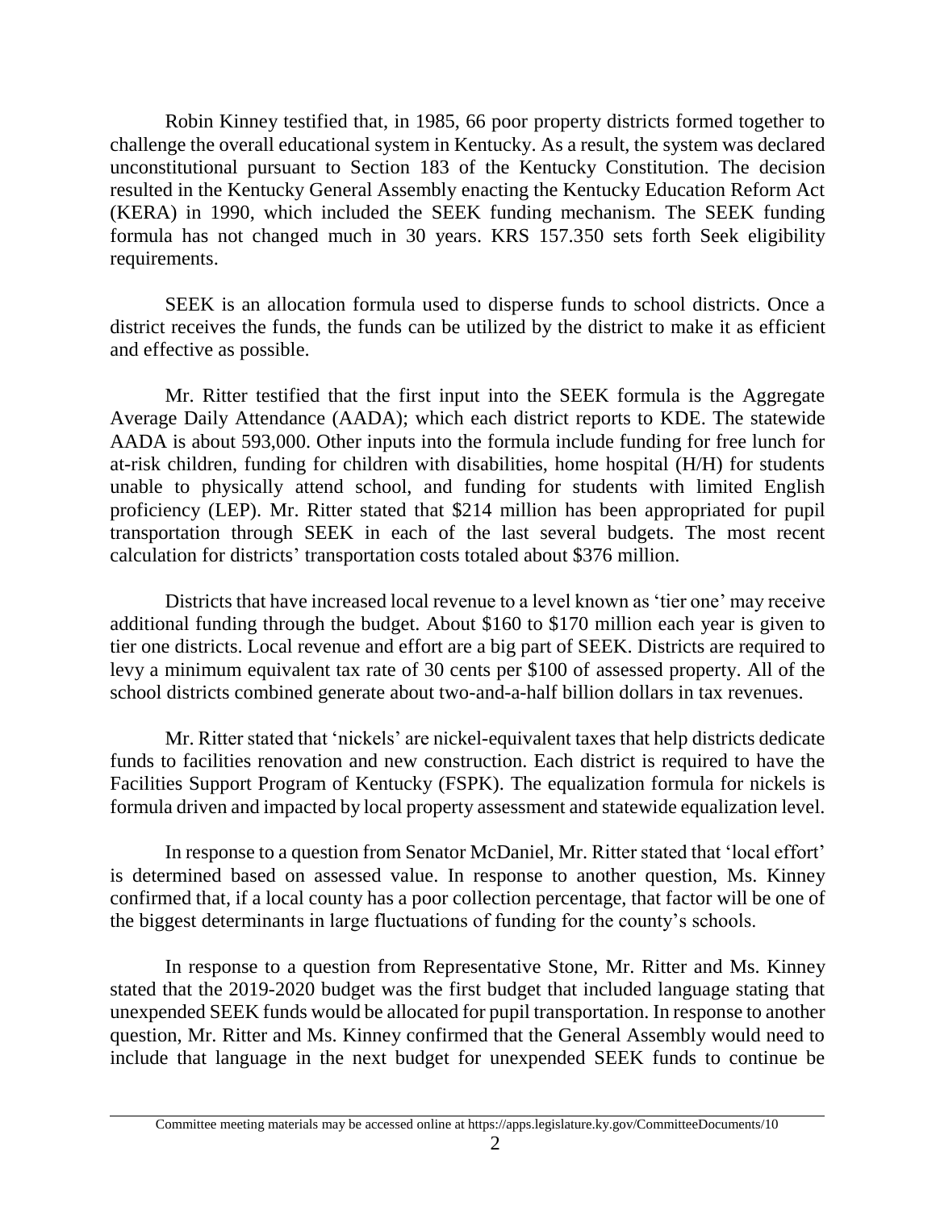Robin Kinney testified that, in 1985, 66 poor property districts formed together to challenge the overall educational system in Kentucky. As a result, the system was declared unconstitutional pursuant to Section 183 of the Kentucky Constitution. The decision resulted in the Kentucky General Assembly enacting the Kentucky Education Reform Act (KERA) in 1990, which included the SEEK funding mechanism. The SEEK funding formula has not changed much in 30 years. KRS 157.350 sets forth Seek eligibility requirements.

SEEK is an allocation formula used to disperse funds to school districts. Once a district receives the funds, the funds can be utilized by the district to make it as efficient and effective as possible.

Mr. Ritter testified that the first input into the SEEK formula is the Aggregate Average Daily Attendance (AADA); which each district reports to KDE. The statewide AADA is about 593,000. Other inputs into the formula include funding for free lunch for at-risk children, funding for children with disabilities, home hospital (H/H) for students unable to physically attend school, and funding for students with limited English proficiency (LEP). Mr. Ritter stated that $214 million has been appropriated for pupil transportation through SEEK in each of the last several budgets. The most recent calculation for districts' transportation costs totaled about $376 million.

Districts that have increased local revenue to a level known as 'tier one' may receive additional funding through the budget. About $160 to $170 million each year is given to tier one districts. Local revenue and effort are a big part of SEEK. Districts are required to levy a minimum equivalent tax rate of 30 cents per $100 of assessed property. All of the school districts combined generate about two-and-a-half billion dollars in tax revenues.

Mr. Ritter stated that 'nickels' are nickel-equivalent taxes that help districts dedicate funds to facilities renovation and new construction. Each district is required to have the Facilities Support Program of Kentucky (FSPK). The equalization formula for nickels is formula driven and impacted by local property assessment and statewide equalization level.

In response to a question from Senator McDaniel, Mr. Ritter stated that 'local effort' is determined based on assessed value. In response to another question, Ms. Kinney confirmed that, if a local county has a poor collection percentage, that factor will be one of the biggest determinants in large fluctuations of funding for the county's schools.

In response to a question from Representative Stone, Mr. Ritter and Ms. Kinney stated that the 2019-2020 budget was the first budget that included language stating that unexpended SEEK funds would be allocated for pupil transportation. In response to another question, Mr. Ritter and Ms. Kinney confirmed that the General Assembly would need to include that language in the next budget for unexpended SEEK funds to continue be

Committee meeting materials may be accessed online at https://apps.legislature.ky.gov/CommitteeDocuments/10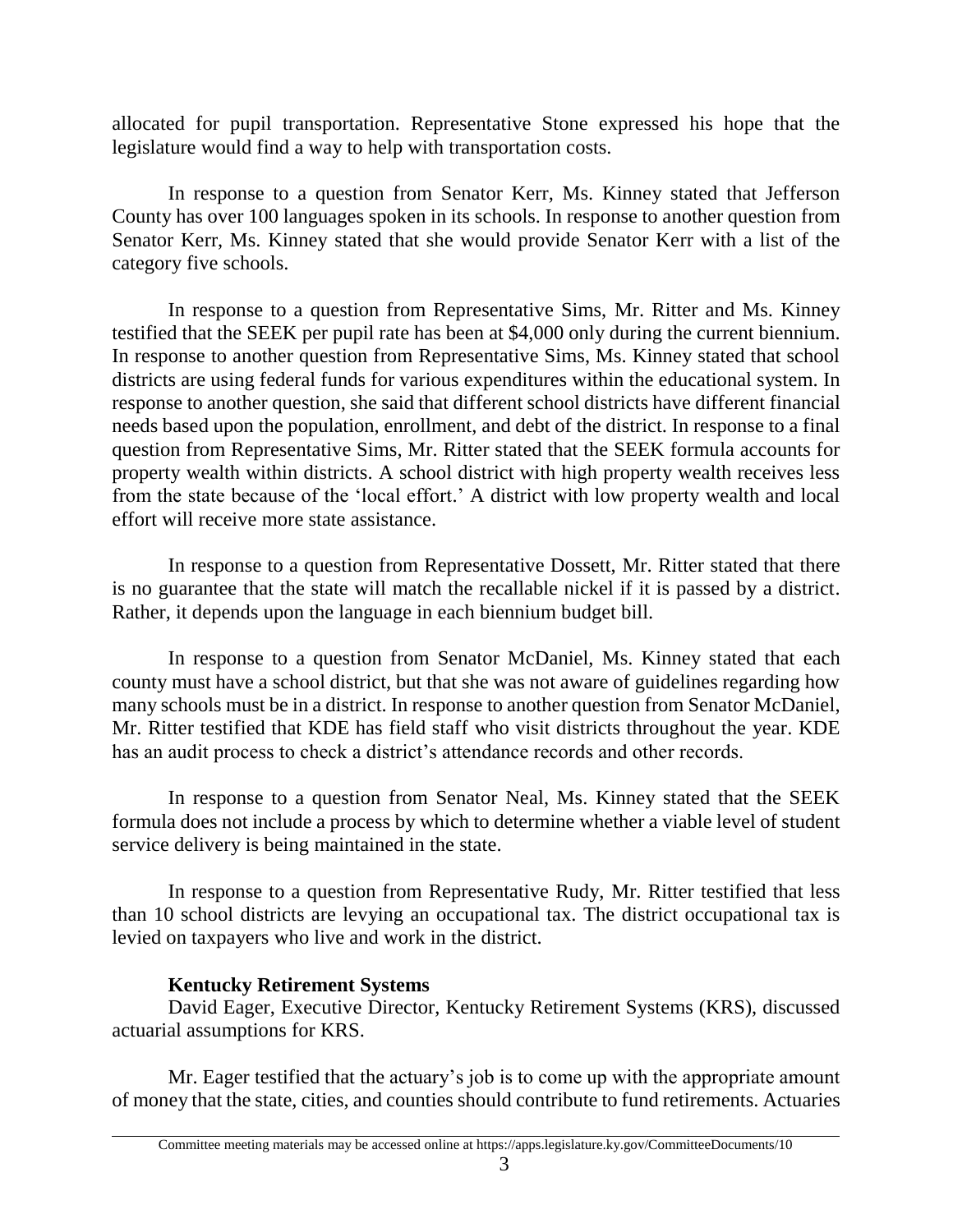allocated for pupil transportation. Representative Stone expressed his hope that the legislature would find a way to help with transportation costs.

In response to a question from Senator Kerr, Ms. Kinney stated that Jefferson County has over 100 languages spoken in its schools. In response to another question from Senator Kerr, Ms. Kinney stated that she would provide Senator Kerr with a list of the category five schools.

In response to a question from Representative Sims, Mr. Ritter and Ms. Kinney testified that the SEEK per pupil rate has been at $4,000 only during the current biennium. In response to another question from Representative Sims, Ms. Kinney stated that school districts are using federal funds for various expenditures within the educational system. In response to another question, she said that different school districts have different financial needs based upon the population, enrollment, and debt of the district. In response to a final question from Representative Sims, Mr. Ritter stated that the SEEK formula accounts for property wealth within districts. A school district with high property wealth receives less from the state because of the 'local effort.' A district with low property wealth and local effort will receive more state assistance.

In response to a question from Representative Dossett, Mr. Ritter stated that there is no guarantee that the state will match the recallable nickel if it is passed by a district. Rather, it depends upon the language in each biennium budget bill.

In response to a question from Senator McDaniel, Ms. Kinney stated that each county must have a school district, but that she was not aware of guidelines regarding how many schools must be in a district. In response to another question from Senator McDaniel, Mr. Ritter testified that KDE has field staff who visit districts throughout the year. KDE has an audit process to check a district's attendance records and other records.

In response to a question from Senator Neal, Ms. Kinney stated that the SEEK formula does not include a process by which to determine whether a viable level of student service delivery is being maintained in the state.

In response to a question from Representative Rudy, Mr. Ritter testified that less than 10 school districts are levying an occupational tax. The district occupational tax is levied on taxpayers who live and work in the district.

**Kentucky Retirement Systems**

David Eager, Executive Director, Kentucky Retirement Systems (KRS), discussed actuarial assumptions for KRS.

Mr. Eager testified that the actuary's job is to come up with the appropriate amount of money that the state, cities, and counties should contribute to fund retirements. Actuaries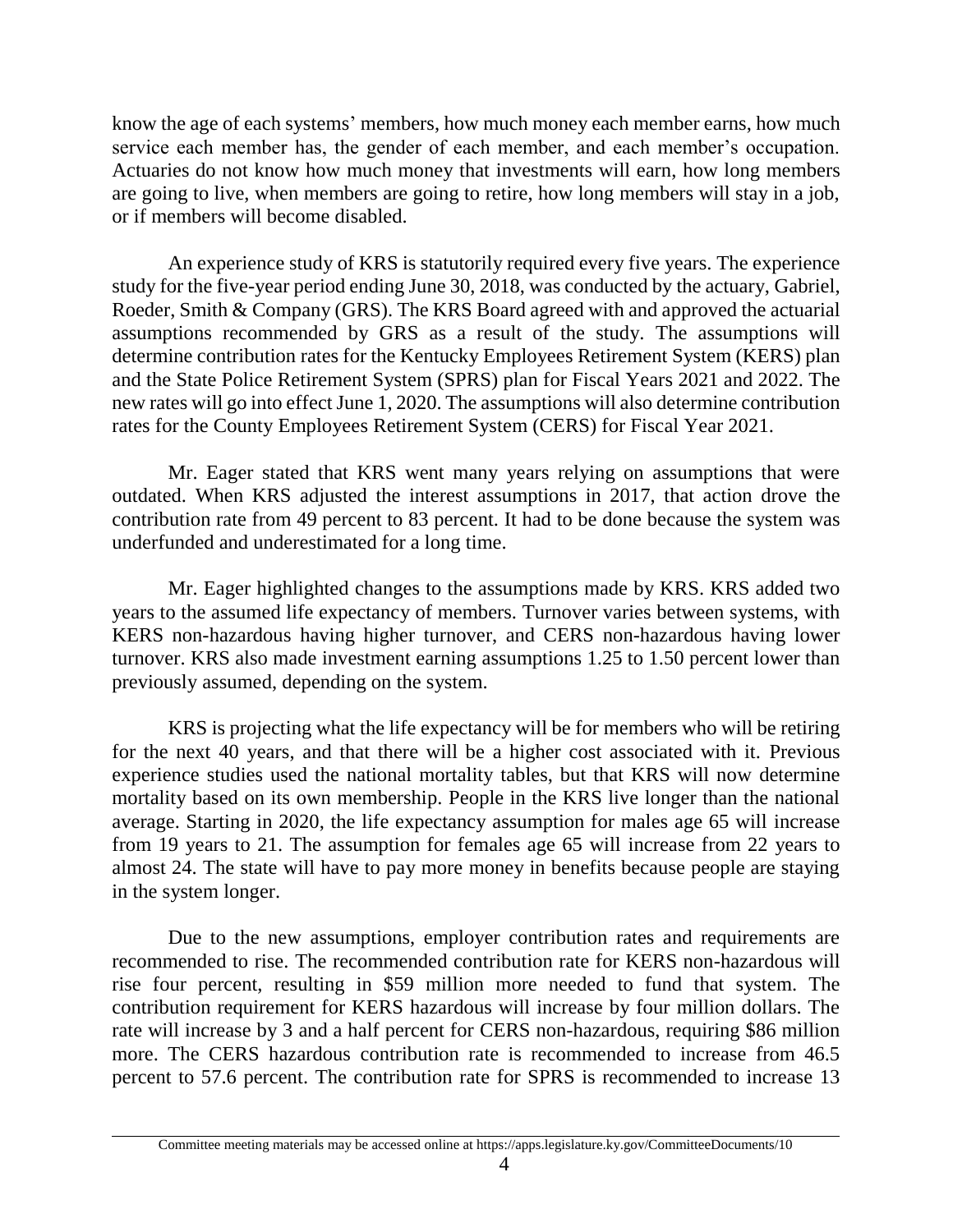know the age of each systems' members, how much money each member earns, how much service each member has, the gender of each member, and each member's occupation. Actuaries do not know how much money that investments will earn, how long members are going to live, when members are going to retire, how long members will stay in a job, or if members will become disabled.

An experience study of KRS is statutorily required every five years. The experience study for the five-year period ending June 30, 2018, was conducted by the actuary, Gabriel, Roeder, Smith & Company (GRS). The KRS Board agreed with and approved the actuarial assumptions recommended by GRS as a result of the study. The assumptions will determine contribution rates for the Kentucky Employees Retirement System (KERS) plan and the State Police Retirement System (SPRS) plan for Fiscal Years 2021 and 2022. The new rates will go into effect June 1, 2020. The assumptions will also determine contribution rates for the County Employees Retirement System (CERS) for Fiscal Year 2021.

Mr. Eager stated that KRS went many years relying on assumptions that were outdated. When KRS adjusted the interest assumptions in 2017, that action drove the contribution rate from 49 percent to 83 percent. It had to be done because the system was underfunded and underestimated for a long time.

Mr. Eager highlighted changes to the assumptions made by KRS. KRS added two years to the assumed life expectancy of members. Turnover varies between systems, with KERS non-hazardous having higher turnover, and CERS non-hazardous having lower turnover. KRS also made investment earning assumptions 1.25 to 1.50 percent lower than previously assumed, depending on the system.

KRS is projecting what the life expectancy will be for members who will be retiring for the next 40 years, and that there will be a higher cost associated with it. Previous experience studies used the national mortality tables, but that KRS will now determine mortality based on its own membership. People in the KRS live longer than the national average. Starting in 2020, the life expectancy assumption for males age 65 will increase from 19 years to 21. The assumption for females age 65 will increase from 22 years to almost 24. The state will have to pay more money in benefits because people are staying in the system longer.

Due to the new assumptions, employer contribution rates and requirements are recommended to rise. The recommended contribution rate for KERS non-hazardous will rise four percent, resulting in $59 million more needed to fund that system. The contribution requirement for KERS hazardous will increase by four million dollars. The rate will increase by 3 and a half percent for CERS non-hazardous, requiring $86 million more. The CERS hazardous contribution rate is recommended to increase from 46.5 percent to 57.6 percent. The contribution rate for SPRS is recommended to increase 13

Committee meeting materials may be accessed online at https://apps.legislature.ky.gov/CommitteeDocuments/10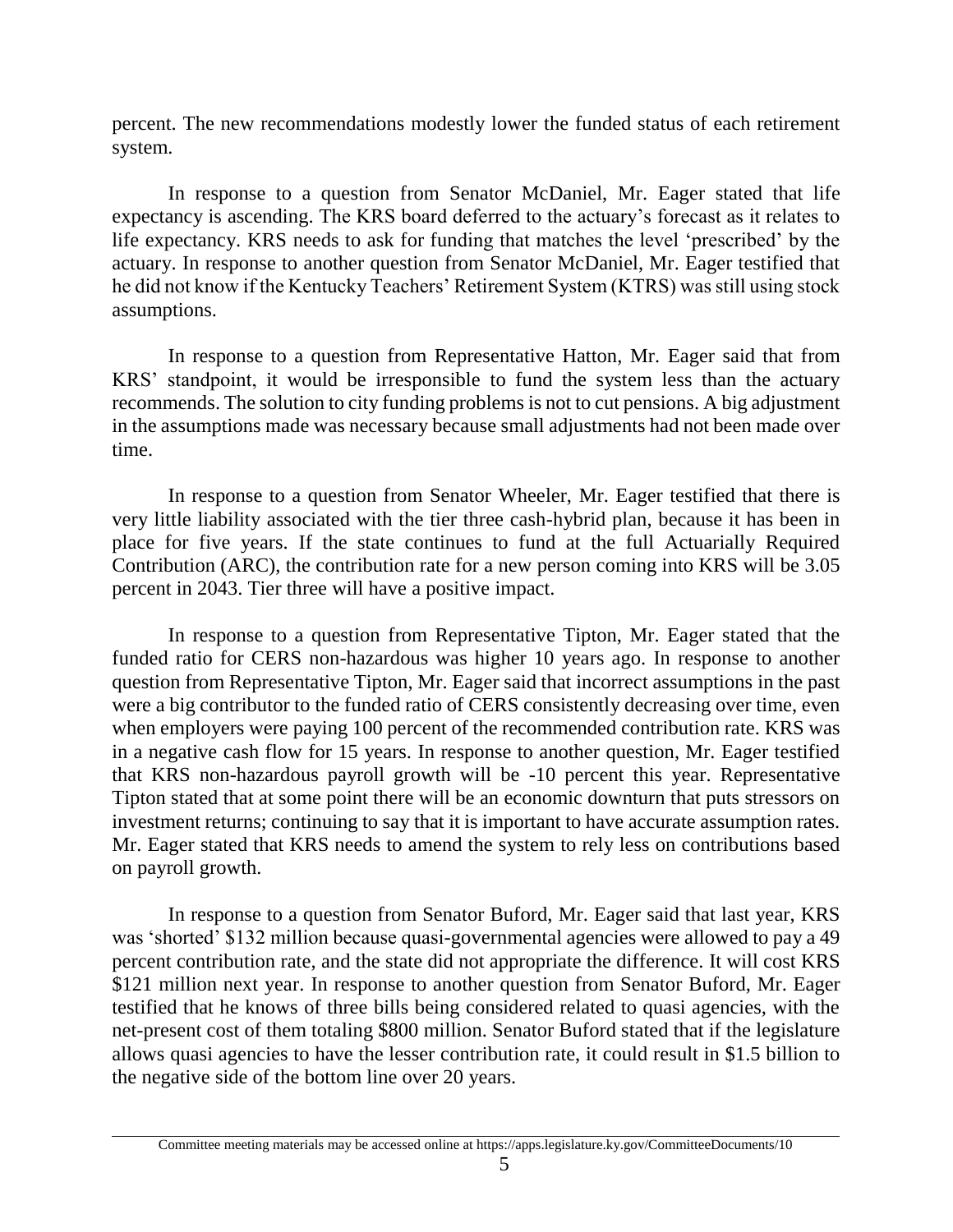percent. The new recommendations modestly lower the funded status of each retirement system.

In response to a question from Senator McDaniel, Mr. Eager stated that life expectancy is ascending. The KRS board deferred to the actuary's forecast as it relates to life expectancy. KRS needs to ask for funding that matches the level 'prescribed' by the actuary. In response to another question from Senator McDaniel, Mr. Eager testified that he did not know if the Kentucky Teachers' Retirement System (KTRS) was still using stock assumptions.

In response to a question from Representative Hatton, Mr. Eager said that from KRS' standpoint, it would be irresponsible to fund the system less than the actuary recommends. The solution to city funding problems is not to cut pensions. A big adjustment in the assumptions made was necessary because small adjustments had not been made over time.

In response to a question from Senator Wheeler, Mr. Eager testified that there is very little liability associated with the tier three cash-hybrid plan, because it has been in place for five years. If the state continues to fund at the full Actuarially Required Contribution (ARC), the contribution rate for a new person coming into KRS will be 3.05 percent in 2043. Tier three will have a positive impact.

In response to a question from Representative Tipton, Mr. Eager stated that the funded ratio for CERS non-hazardous was higher 10 years ago. In response to another question from Representative Tipton, Mr. Eager said that incorrect assumptions in the past were a big contributor to the funded ratio of CERS consistently decreasing over time, even when employers were paying 100 percent of the recommended contribution rate. KRS was in a negative cash flow for 15 years. In response to another question, Mr. Eager testified that KRS non-hazardous payroll growth will be -10 percent this year. Representative Tipton stated that at some point there will be an economic downturn that puts stressors on investment returns; continuing to say that it is important to have accurate assumption rates. Mr. Eager stated that KRS needs to amend the system to rely less on contributions based on payroll growth.

In response to a question from Senator Buford, Mr. Eager said that last year, KRS was 'shorted' $132 million because quasi-governmental agencies were allowed to pay a 49 percent contribution rate, and the state did not appropriate the difference. It will cost KRS $121 million next year. In response to another question from Senator Buford, Mr. Eager testified that he knows of three bills being considered related to quasi agencies, with the net-present cost of them totaling $800 million. Senator Buford stated that if the legislature allows quasi agencies to have the lesser contribution rate, it could result in $1.5 billion to the negative side of the bottom line over 20 years.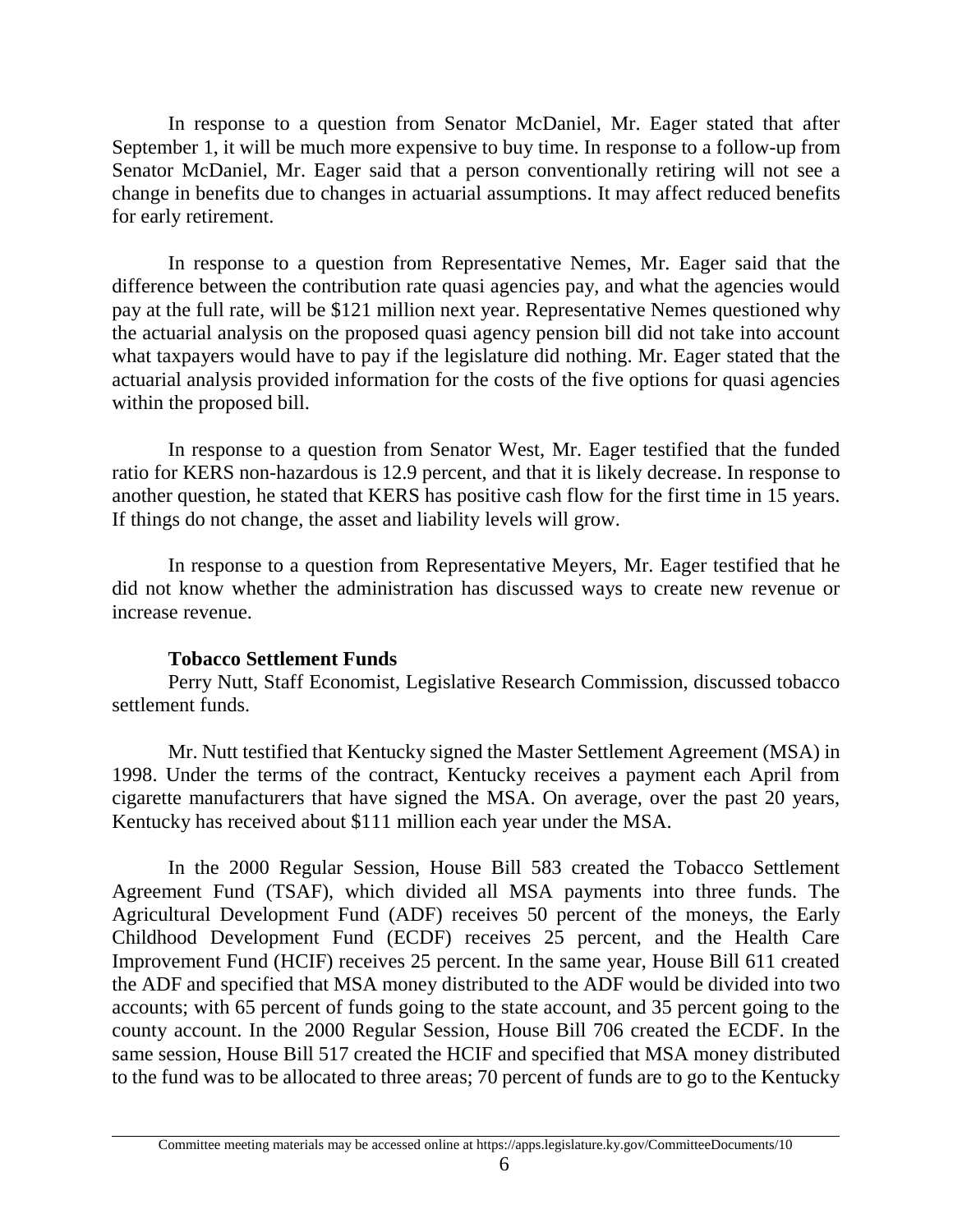In response to a question from Senator McDaniel, Mr. Eager stated that after September 1, it will be much more expensive to buy time. In response to a follow-up from Senator McDaniel, Mr. Eager said that a person conventionally retiring will not see a change in benefits due to changes in actuarial assumptions. It may affect reduced benefits for early retirement.

In response to a question from Representative Nemes, Mr. Eager said that the difference between the contribution rate quasi agencies pay, and what the agencies would pay at the full rate, will be \$121 million next year. Representative Nemes questioned why the actuarial analysis on the proposed quasi agency pension bill did not take into account what taxpayers would have to pay if the legislature did nothing. Mr. Eager stated that the actuarial analysis provided information for the costs of the five options for quasi agencies within the proposed bill.

In response to a question from Senator West, Mr. Eager testified that the funded ratio for KERS non-hazardous is 12.9 percent, and that it is likely decrease. In response to another question, he stated that KERS has positive cash flow for the first time in 15 years. If things do not change, the asset and liability levels will grow.

In response to a question from Representative Meyers, Mr. Eager testified that he did not know whether the administration has discussed ways to create new revenue or increase revenue.

**Tobacco Settlement Funds**

Perry Nutt, Staff Economist, Legislative Research Commission, discussed tobacco settlement funds.

Mr. Nutt testified that Kentucky signed the Master Settlement Agreement (MSA) in 1998. Under the terms of the contract, Kentucky receives a payment each April from cigarette manufacturers that have signed the MSA. On average, over the past 20 years, Kentucky has received about \$111 million each year under the MSA.

In the 2000 Regular Session, House Bill 583 created the Tobacco Settlement Agreement Fund (TSAF), which divided all MSA payments into three funds. The Agricultural Development Fund (ADF) receives 50 percent of the moneys, the Early Childhood Development Fund (ECDF) receives 25 percent, and the Health Care Improvement Fund (HCIF) receives 25 percent. In the same year, House Bill 611 created the ADF and specified that MSA money distributed to the ADF would be divided into two accounts; with 65 percent of funds going to the state account, and 35 percent going to the county account. In the 2000 Regular Session, House Bill 706 created the ECDF. In the same session, House Bill 517 created the HCIF and specified that MSA money distributed to the fund was to be allocated to three areas; 70 percent of funds are to go to the Kentucky

Committee meeting materials may be accessed online at https://apps.legislature.ky.gov/CommitteeDocuments/10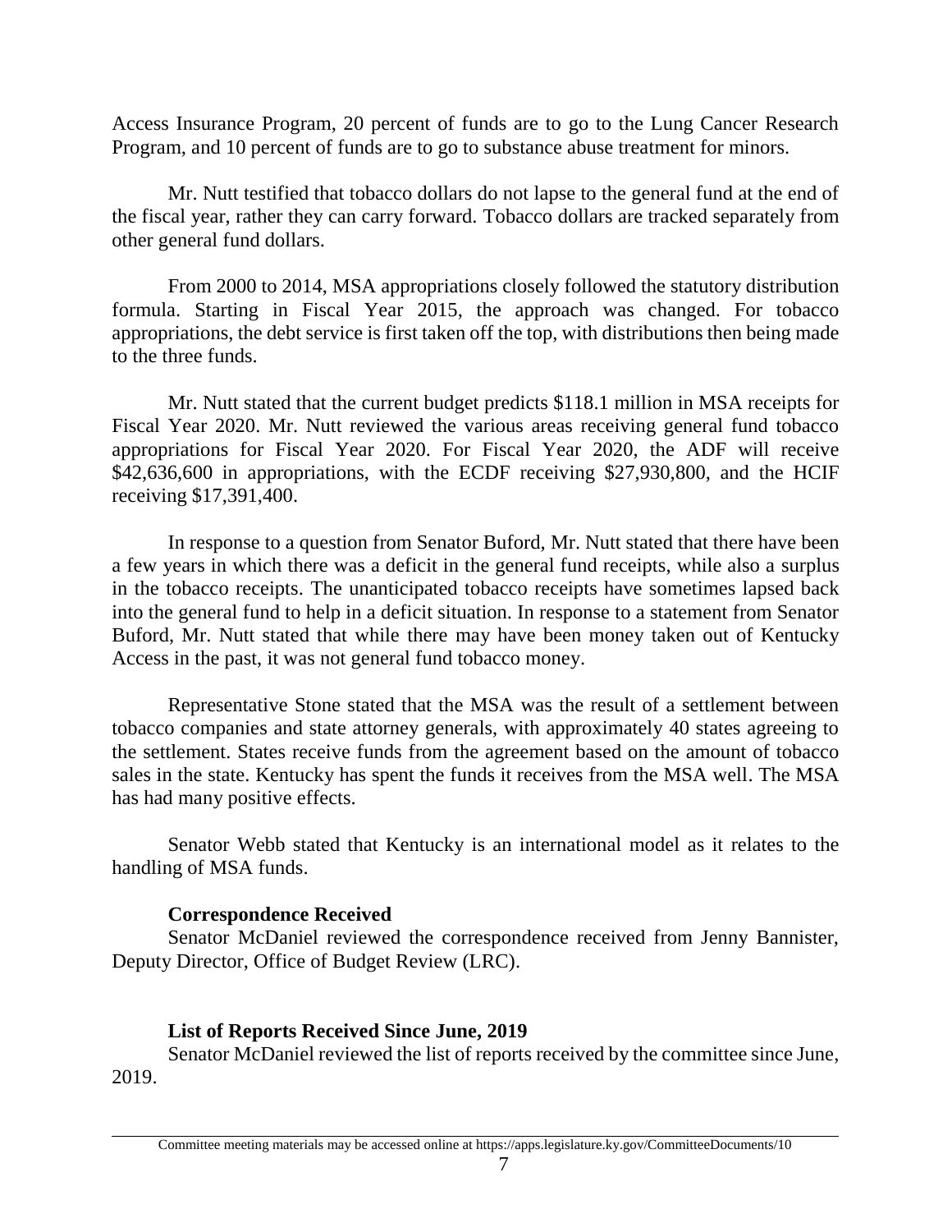Access Insurance Program, 20 percent of funds are to go to the Lung Cancer Research Program, and 10 percent of funds are to go to substance abuse treatment for minors.

Mr. Nutt testified that tobacco dollars do not lapse to the general fund at the end of the fiscal year, rather they can carry forward. Tobacco dollars are tracked separately from other general fund dollars.

From 2000 to 2014, MSA appropriations closely followed the statutory distribution formula. Starting in Fiscal Year 2015, the approach was changed. For tobacco appropriations, the debt service is first taken off the top, with distributions then being made to the three funds.

Mr. Nutt stated that the current budget predicts $118.1 million in MSA receipts for Fiscal Year 2020. Mr. Nutt reviewed the various areas receiving general fund tobacco appropriations for Fiscal Year 2020. For Fiscal Year 2020, the ADF will receive $42,636,600 in appropriations, with the ECDF receiving $27,930,800, and the HCIF receiving $17,391,400.

In response to a question from Senator Buford, Mr. Nutt stated that there have been a few years in which there was a deficit in the general fund receipts, while also a surplus in the tobacco receipts. The unanticipated tobacco receipts have sometimes lapsed back into the general fund to help in a deficit situation. In response to a statement from Senator Buford, Mr. Nutt stated that while there may have been money taken out of Kentucky Access in the past, it was not general fund tobacco money.

Representative Stone stated that the MSA was the result of a settlement between tobacco companies and state attorney generals, with approximately 40 states agreeing to the settlement. States receive funds from the agreement based on the amount of tobacco sales in the state. Kentucky has spent the funds it receives from the MSA well. The MSA has had many positive effects.

Senator Webb stated that Kentucky is an international model as it relates to the handling of MSA funds.

**Correspondence Received**

Senator McDaniel reviewed the correspondence received from Jenny Bannister, Deputy Director, Office of Budget Review (LRC).

**List of Reports Received Since June, 2019**

Senator McDaniel reviewed the list of reports received by the committee since June, 2019.

Committee meeting materials may be accessed online at https://apps.legislature.ky.gov/CommitteeDocuments/10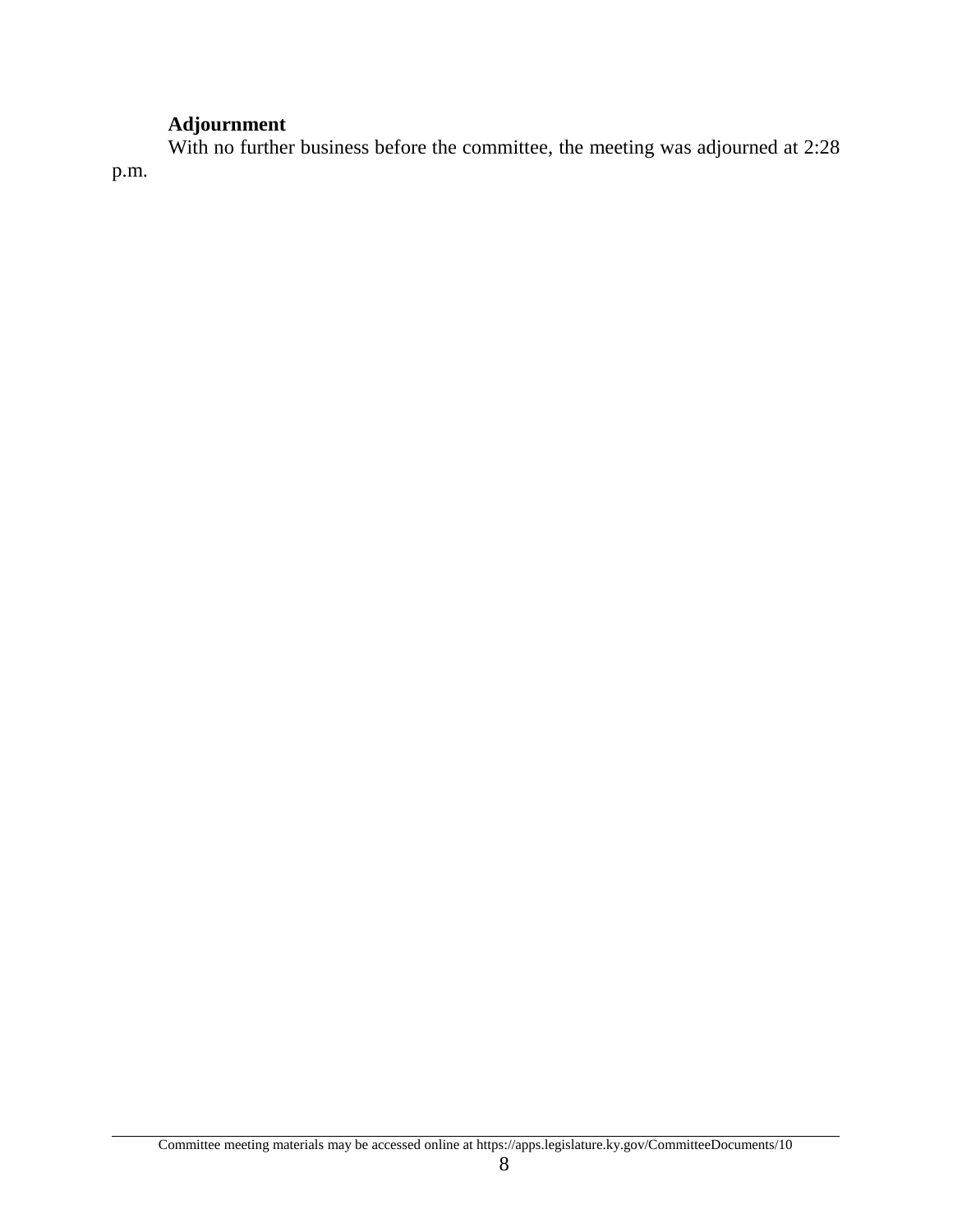**Adjournment**

With no further business before the committee, the meeting was adjourned at 2:28 p.m.